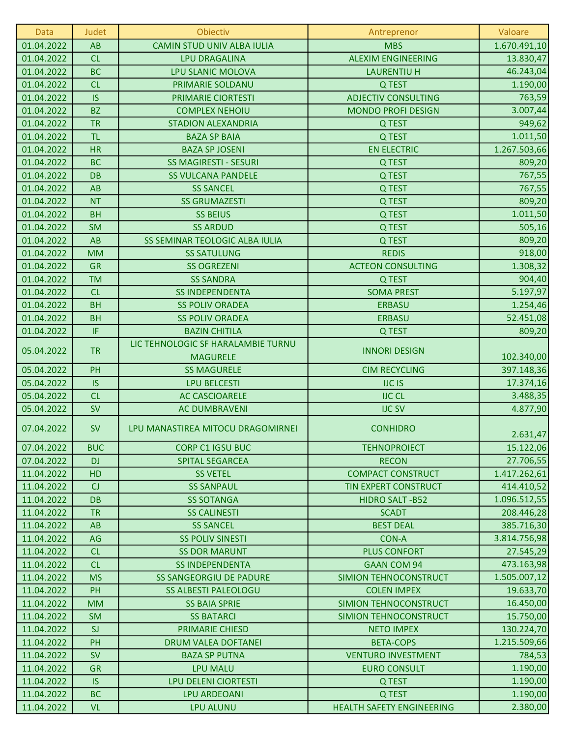| Data | Judet | Obiectiv | Antreprenor | Valoare |
|---|---|---|---|---|
| 01.04.2022 | AB | CAMIN STUD UNIV ALBA IULIA | MBS | 1.670.491,10 |
| 01.04.2022 | CL | LPU DRAGALINA | ALEXIM ENGINEERING | 13.830,47 |
| 01.04.2022 | BC | LPU SLANIC MOLOVA | LAURENTIU H | 46.243,04 |
| 01.04.2022 | CL | PRIMARIE SOLDANU | Q TEST | 1.190,00 |
| 01.04.2022 | IS | PRIMARIE CIORTESTI | ADJECTIV CONSULTING | 763,59 |
| 01.04.2022 | BZ | COMPLEX NEHOIU | MONDO PROFI DESIGN | 3.007,44 |
| 01.04.2022 | TR | STADION ALEXANDRIA | Q TEST | 949,62 |
| 01.04.2022 | TL | BAZA SP BAIA | Q TEST | 1.011,50 |
| 01.04.2022 | HR | BAZA SP JOSENI | EN ELECTRIC | 1.267.503,66 |
| 01.04.2022 | BC | SS MAGIRESTI - SESURI | Q TEST | 809,20 |
| 01.04.2022 | DB | SS VULCANA PANDELE | Q TEST | 767,55 |
| 01.04.2022 | AB | SS SANCEL | Q TEST | 767,55 |
| 01.04.2022 | NT | SS GRUMAZESTI | Q TEST | 809,20 |
| 01.04.2022 | BH | SS BEIUS | Q TEST | 1.011,50 |
| 01.04.2022 | SM | SS ARDUD | Q TEST | 505,16 |
| 01.04.2022 | AB | SS SEMINAR TEOLOGIC ALBA IULIA | Q TEST | 809,20 |
| 01.04.2022 | MM | SS SATULUNG | REDIS | 918,00 |
| 01.04.2022 | GR | SS OGREZENI | ACTEON CONSULTING | 1.308,32 |
| 01.04.2022 | TM | SS SANDRA | Q TEST | 904,40 |
| 01.04.2022 | CL | SS INDEPENDENTA | SOMA PREST | 5.197,97 |
| 01.04.2022 | BH | SS POLIV ORADEA | ERBASU | 1.254,46 |
| 01.04.2022 | BH | SS POLIV ORADEA | ERBASU | 52.451,08 |
| 01.04.2022 | IF | BAZIN CHITILA | Q TEST | 809,20 |
| 05.04.2022 | TR | LIC TEHNOLOGIC SF HARALAMBIE TURNU MAGURELE | INNORI DESIGN | 102.340,00 |
| 05.04.2022 | PH | SS MAGURELE | CIM RECYCLING | 397.148,36 |
| 05.04.2022 | IS | LPU BELCESTI | IJC IS | 17.374,16 |
| 05.04.2022 | CL | AC CASCIOARELE | IJC CL | 3.488,35 |
| 05.04.2022 | SV | AC DUMBRAVENI | IJC SV | 4.877,90 |
| 07.04.2022 | SV | LPU MANASTIREA MITOCU DRAGOMIRNEI | CONHIDRO | 2.631,47 |
| 07.04.2022 | BUC | CORP C1 IGSU BUC | TEHNOPROIECT | 15.122,06 |
| 07.04.2022 | DJ | SPITAL SEGARCEA | RECON | 27.706,55 |
| 11.04.2022 | HD | SS VETEL | COMPACT CONSTRUCT | 1.417.262,61 |
| 11.04.2022 | CJ | SS SANPAUL | TIN EXPERT CONSTRUCT | 414.410,52 |
| 11.04.2022 | DB | SS SOTANGA | HIDRO SALT -B52 | 1.096.512,55 |
| 11.04.2022 | TR | SS CALINESTI | SCADT | 208.446,28 |
| 11.04.2022 | AB | SS SANCEL | BEST DEAL | 385.716,30 |
| 11.04.2022 | AG | SS POLIV SINESTI | CON-A | 3.814.756,98 |
| 11.04.2022 | CL | SS DOR MARUNT | PLUS CONFORT | 27.545,29 |
| 11.04.2022 | CL | SS INDEPENDENTA | GAAN COM 94 | 473.163,98 |
| 11.04.2022 | MS | SS SANGEORGIU DE PADURE | SIMION TEHNOCONSTRUCT | 1.505.007,12 |
| 11.04.2022 | PH | SS ALBESTI PALEOLOGU | COLEN IMPEX | 19.633,70 |
| 11.04.2022 | MM | SS BAIA SPRIE | SIMION TEHNOCONSTRUCT | 16.450,00 |
| 11.04.2022 | SM | SS BATARCI | SIMION TEHNOCONSTRUCT | 15.750,00 |
| 11.04.2022 | SJ | PRIMARIE CHIESD | NETO IMPEX | 130.224,70 |
| 11.04.2022 | PH | DRUM VALEA DOFTANEI | BETA-COPS | 1.215.509,66 |
| 11.04.2022 | SV | BAZA SP PUTNA | VENTURO INVESTMENT | 784,53 |
| 11.04.2022 | GR | LPU MALU | EURO CONSULT | 1.190,00 |
| 11.04.2022 | IS | LPU DELENI CIORTESTI | Q TEST | 1.190,00 |
| 11.04.2022 | BC | LPU ARDEOANI | Q TEST | 1.190,00 |
| 11.04.2022 | VL | LPU ALUNU | HEALTH SAFETY ENGINEERING | 2.380,00 |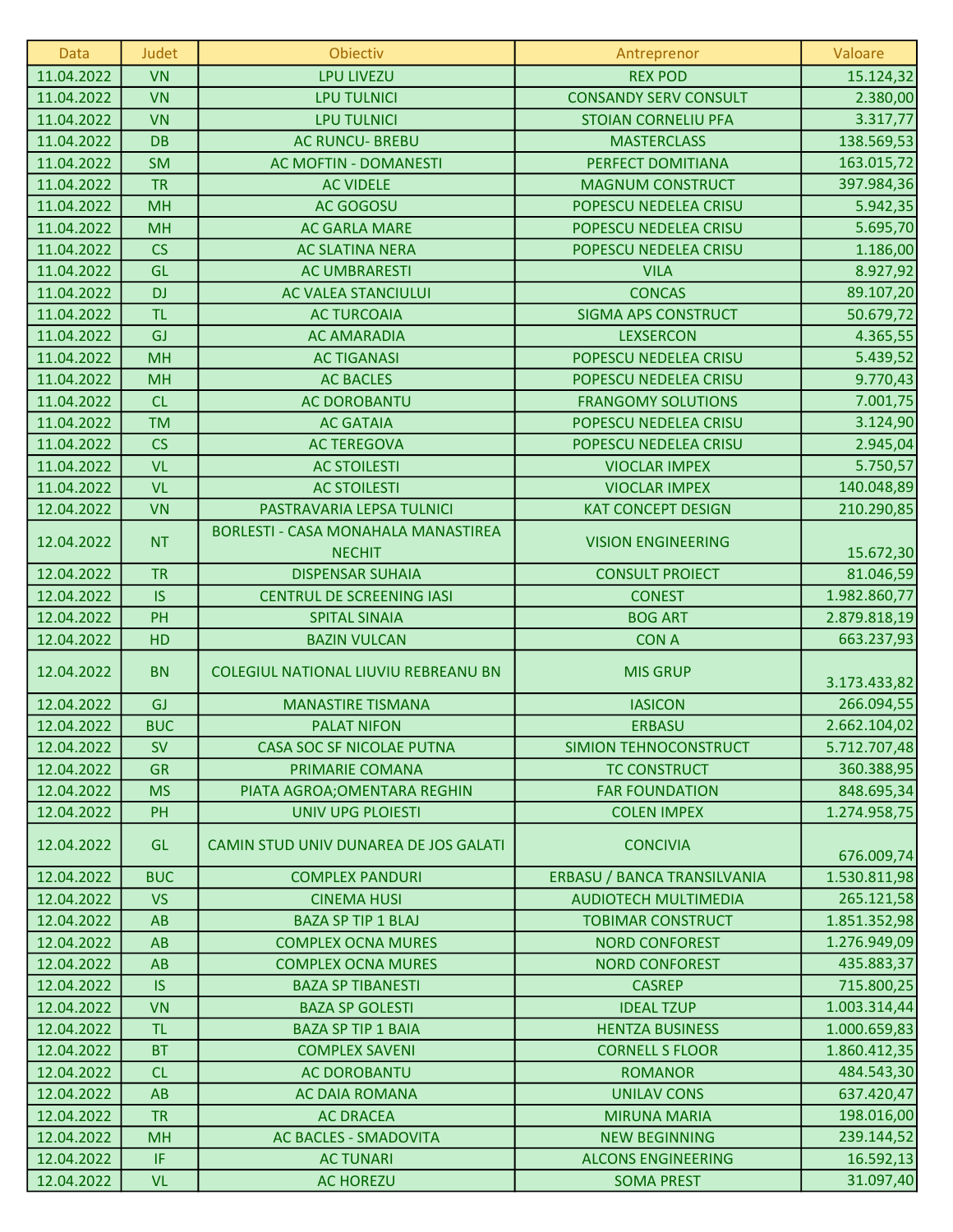| Data | Judet | Obiectiv | Antreprenor | Valoare |
| --- | --- | --- | --- | --- |
| 11.04.2022 | VN | LPU LIVEZU | REX POD | 15.124,32 |
| 11.04.2022 | VN | LPU TULNICI | CONSANDY SERV CONSULT | 2.380,00 |
| 11.04.2022 | VN | LPU TULNICI | STOIAN CORNELIU PFA | 3.317,77 |
| 11.04.2022 | DB | AC RUNCU- BREBU | MASTERCLASS | 138.569,53 |
| 11.04.2022 | SM | AC MOFTIN - DOMANESTI | PERFECT DOMITIANA | 163.015,72 |
| 11.04.2022 | TR | AC VIDELE | MAGNUM CONSTRUCT | 397.984,36 |
| 11.04.2022 | MH | AC GOGOSU | POPESCU NEDELEA CRISU | 5.942,35 |
| 11.04.2022 | MH | AC GARLA MARE | POPESCU NEDELEA CRISU | 5.695,70 |
| 11.04.2022 | CS | AC SLATINA NERA | POPESCU NEDELEA CRISU | 1.186,00 |
| 11.04.2022 | GL | AC UMBRARESTI | VILA | 8.927,92 |
| 11.04.2022 | DJ | AC VALEA STANCIULUI | CONCAS | 89.107,20 |
| 11.04.2022 | TL | AC TURCOAIA | SIGMA APS CONSTRUCT | 50.679,72 |
| 11.04.2022 | GJ | AC AMARADIA | LEXSERCON | 4.365,55 |
| 11.04.2022 | MH | AC TIGANASI | POPESCU NEDELEA CRISU | 5.439,52 |
| 11.04.2022 | MH | AC BACLES | POPESCU NEDELEA CRISU | 9.770,43 |
| 11.04.2022 | CL | AC DOROBANTU | FRANGOMY SOLUTIONS | 7.001,75 |
| 11.04.2022 | TM | AC GATAIA | POPESCU NEDELEA CRISU | 3.124,90 |
| 11.04.2022 | CS | AC TEREGOVA | POPESCU NEDELEA CRISU | 2.945,04 |
| 11.04.2022 | VL | AC STOILESTI | VIOCLAR IMPEX | 5.750,57 |
| 11.04.2022 | VL | AC STOILESTI | VIOCLAR IMPEX | 140.048,89 |
| 12.04.2022 | VN | PASTRAVARIA LEPSA TULNICI | KAT CONCEPT DESIGN | 210.290,85 |
| 12.04.2022 | NT | BORLESTI - CASA MONAHALA MANASTIREA NECHIT | VISION ENGINEERING | 15.672,30 |
| 12.04.2022 | TR | DISPENSAR SUHAIA | CONSULT PROIECT | 81.046,59 |
| 12.04.2022 | IS | CENTRUL DE SCREENING IASI | CONEST | 1.982.860,77 |
| 12.04.2022 | PH | SPITAL SINAIA | BOG ART | 2.879.818,19 |
| 12.04.2022 | HD | BAZIN VULCAN | CON A | 663.237,93 |
| 12.04.2022 | BN | COLEGIUL NATIONAL LIUVIU REBREANU BN | MIS GRUP | 3.173.433,82 |
| 12.04.2022 | GJ | MANASTIRE TISMANA | IASICON | 266.094,55 |
| 12.04.2022 | BUC | PALAT NIFON | ERBASU | 2.662.104,02 |
| 12.04.2022 | SV | CASA SOC SF NICOLAE PUTNA | SIMION TEHNOCONSTRUCT | 5.712.707,48 |
| 12.04.2022 | GR | PRIMARIE COMANA | TC CONSTRUCT | 360.388,95 |
| 12.04.2022 | MS | PIATA AGROA;OMENTARA REGHIN | FAR FOUNDATION | 848.695,34 |
| 12.04.2022 | PH | UNIV UPG PLOIESTI | COLEN IMPEX | 1.274.958,75 |
| 12.04.2022 | GL | CAMIN STUD UNIV DUNAREA DE JOS GALATI | CONCIVIA | 676.009,74 |
| 12.04.2022 | BUC | COMPLEX PANDURI | ERBASU / BANCA TRANSILVANIA | 1.530.811,98 |
| 12.04.2022 | VS | CINEMA HUSI | AUDIOTECH MULTIMEDIA | 265.121,58 |
| 12.04.2022 | AB | BAZA SP TIP 1 BLAJ | TOBIMAR CONSTRUCT | 1.851.352,98 |
| 12.04.2022 | AB | COMPLEX OCNA MURES | NORD CONFOREST | 1.276.949,09 |
| 12.04.2022 | AB | COMPLEX OCNA MURES | NORD CONFOREST | 435.883,37 |
| 12.04.2022 | IS | BAZA SP TIBANESTI | CASREP | 715.800,25 |
| 12.04.2022 | VN | BAZA SP GOLESTI | IDEAL TZUP | 1.003.314,44 |
| 12.04.2022 | TL | BAZA SP TIP 1 BAIA | HENTZA BUSINESS | 1.000.659,83 |
| 12.04.2022 | BT | COMPLEX SAVENI | CORNELL S FLOOR | 1.860.412,35 |
| 12.04.2022 | CL | AC DOROBANTU | ROMANOR | 484.543,30 |
| 12.04.2022 | AB | AC DAIA ROMANA | UNILAV CONS | 637.420,47 |
| 12.04.2022 | TR | AC DRACEA | MIRUNA MARIA | 198.016,00 |
| 12.04.2022 | MH | AC BACLES - SMADOVITA | NEW BEGINNING | 239.144,52 |
| 12.04.2022 | IF | AC TUNARI | ALCONS ENGINEERING | 16.592,13 |
| 12.04.2022 | VL | AC HOREZU | SOMA PREST | 31.097,40 |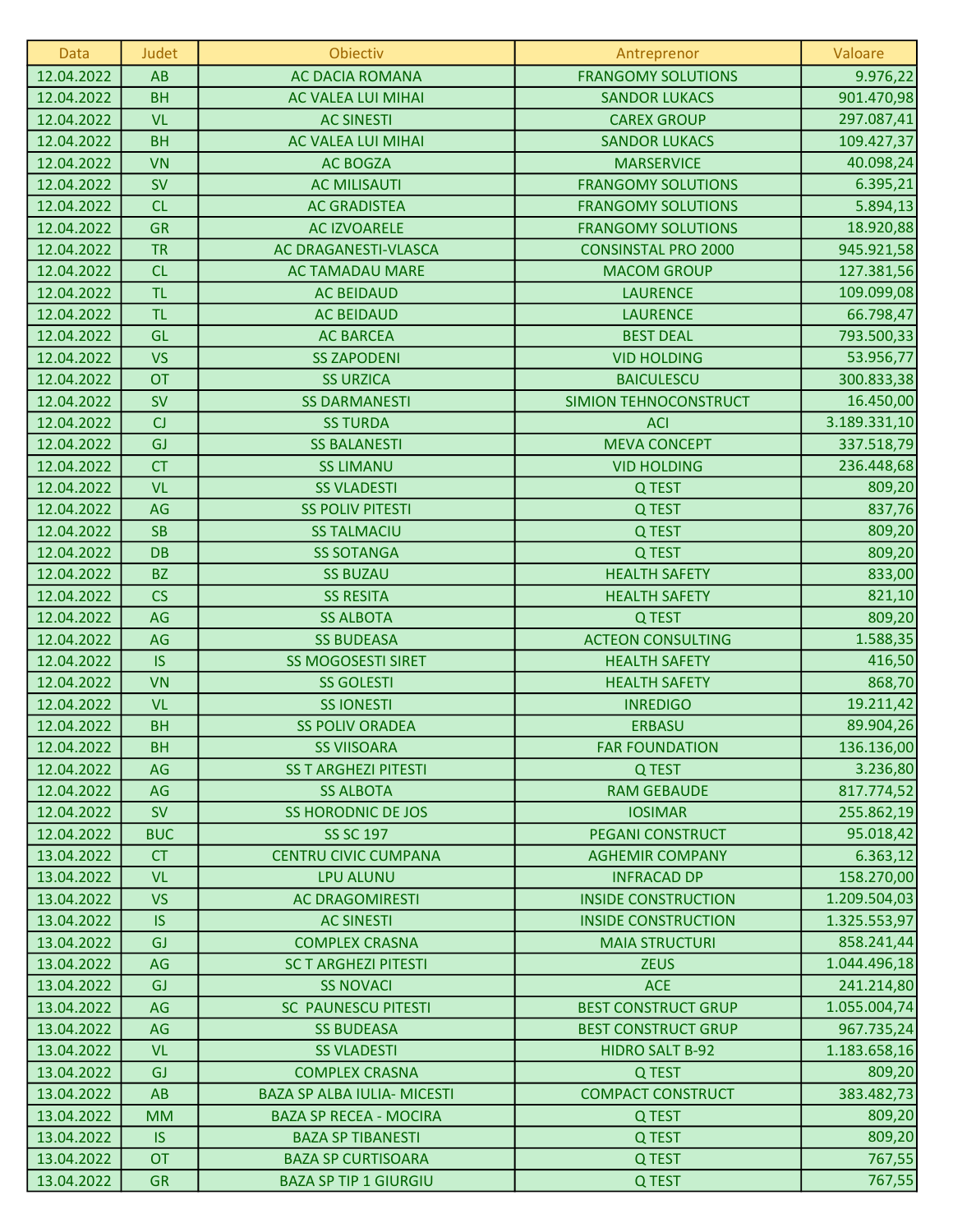| Data | Judet | Obiectiv | Antreprenor | Valoare |
|---|---|---|---|---|
| 12.04.2022 | AB | AC DACIA ROMANA | FRANGOMY SOLUTIONS | 9.976,22 |
| 12.04.2022 | BH | AC VALEA LUI MIHAI | SANDOR LUKACS | 901.470,98 |
| 12.04.2022 | VL | AC SINESTI | CAREX GROUP | 297.087,41 |
| 12.04.2022 | BH | AC VALEA LUI MIHAI | SANDOR LUKACS | 109.427,37 |
| 12.04.2022 | VN | AC BOGZA | MARSERVICE | 40.098,24 |
| 12.04.2022 | SV | AC MILISAUTI | FRANGOMY SOLUTIONS | 6.395,21 |
| 12.04.2022 | CL | AC GRADISTEA | FRANGOMY SOLUTIONS | 5.894,13 |
| 12.04.2022 | GR | AC IZVOARELE | FRANGOMY SOLUTIONS | 18.920,88 |
| 12.04.2022 | TR | AC DRAGANESTI-VLASCA | CONSINSTAL PRO 2000 | 945.921,58 |
| 12.04.2022 | CL | AC TAMADAU MARE | MACOM GROUP | 127.381,56 |
| 12.04.2022 | TL | AC BEIDAUD | LAURENCE | 109.099,08 |
| 12.04.2022 | TL | AC BEIDAUD | LAURENCE | 66.798,47 |
| 12.04.2022 | GL | AC BARCEA | BEST DEAL | 793.500,33 |
| 12.04.2022 | VS | SS ZAPODENI | VID HOLDING | 53.956,77 |
| 12.04.2022 | OT | SS URZICA | BAICULESCU | 300.833,38 |
| 12.04.2022 | SV | SS DARMANESTI | SIMION TEHNOCONSTRUCT | 16.450,00 |
| 12.04.2022 | CJ | SS TURDA | ACI | 3.189.331,10 |
| 12.04.2022 | GJ | SS BALANESTI | MEVA CONCEPT | 337.518,79 |
| 12.04.2022 | CT | SS LIMANU | VID HOLDING | 236.448,68 |
| 12.04.2022 | VL | SS VLADESTI | Q TEST | 809,20 |
| 12.04.2022 | AG | SS POLIV PITESTI | Q TEST | 837,76 |
| 12.04.2022 | SB | SS TALMACIU | Q TEST | 809,20 |
| 12.04.2022 | DB | SS SOTANGA | Q TEST | 809,20 |
| 12.04.2022 | BZ | SS BUZAU | HEALTH SAFETY | 833,00 |
| 12.04.2022 | CS | SS RESITA | HEALTH SAFETY | 821,10 |
| 12.04.2022 | AG | SS ALBOTA | Q TEST | 809,20 |
| 12.04.2022 | AG | SS BUDEASA | ACTEON CONSULTING | 1.588,35 |
| 12.04.2022 | IS | SS MOGOSESTI SIRET | HEALTH SAFETY | 416,50 |
| 12.04.2022 | VN | SS GOLESTI | HEALTH SAFETY | 868,70 |
| 12.04.2022 | VL | SS IONESTI | INREDIGO | 19.211,42 |
| 12.04.2022 | BH | SS POLIV ORADEA | ERBASU | 89.904,26 |
| 12.04.2022 | BH | SS VIISOARA | FAR FOUNDATION | 136.136,00 |
| 12.04.2022 | AG | SS T ARGHEZI PITESTI | Q TEST | 3.236,80 |
| 12.04.2022 | AG | SS ALBOTA | RAM GEBAUDE | 817.774,52 |
| 12.04.2022 | SV | SS HORODNIC DE JOS | IOSIMAR | 255.862,19 |
| 12.04.2022 | BUC | SS SC 197 | PEGANI CONSTRUCT | 95.018,42 |
| 13.04.2022 | CT | CENTRU CIVIC CUMPANA | AGHEMIR COMPANY | 6.363,12 |
| 13.04.2022 | VL | LPU ALUNU | INFRACAD DP | 158.270,00 |
| 13.04.2022 | VS | AC DRAGOMIRESTI | INSIDE CONSTRUCTION | 1.209.504,03 |
| 13.04.2022 | IS | AC SINESTI | INSIDE CONSTRUCTION | 1.325.553,97 |
| 13.04.2022 | GJ | COMPLEX CRASNA | MAIA STRUCTURI | 858.241,44 |
| 13.04.2022 | AG | SC T ARGHEZI PITESTI | ZEUS | 1.044.496,18 |
| 13.04.2022 | GJ | SS NOVACI | ACE | 241.214,80 |
| 13.04.2022 | AG | SC PAUNESCU PITESTI | BEST CONSTRUCT GRUP | 1.055.004,74 |
| 13.04.2022 | AG | SS BUDEASA | BEST CONSTRUCT GRUP | 967.735,24 |
| 13.04.2022 | VL | SS VLADESTI | HIDRO SALT B-92 | 1.183.658,16 |
| 13.04.2022 | GJ | COMPLEX CRASNA | Q TEST | 809,20 |
| 13.04.2022 | AB | BAZA SP ALBA IULIA- MICESTI | COMPACT CONSTRUCT | 383.482,73 |
| 13.04.2022 | MM | BAZA SP RECEA - MOCIRA | Q TEST | 809,20 |
| 13.04.2022 | IS | BAZA SP TIBANESTI | Q TEST | 809,20 |
| 13.04.2022 | OT | BAZA SP CURTISOARA | Q TEST | 767,55 |
| 13.04.2022 | GR | BAZA SP TIP 1 GIURGIU | Q TEST | 767,55 |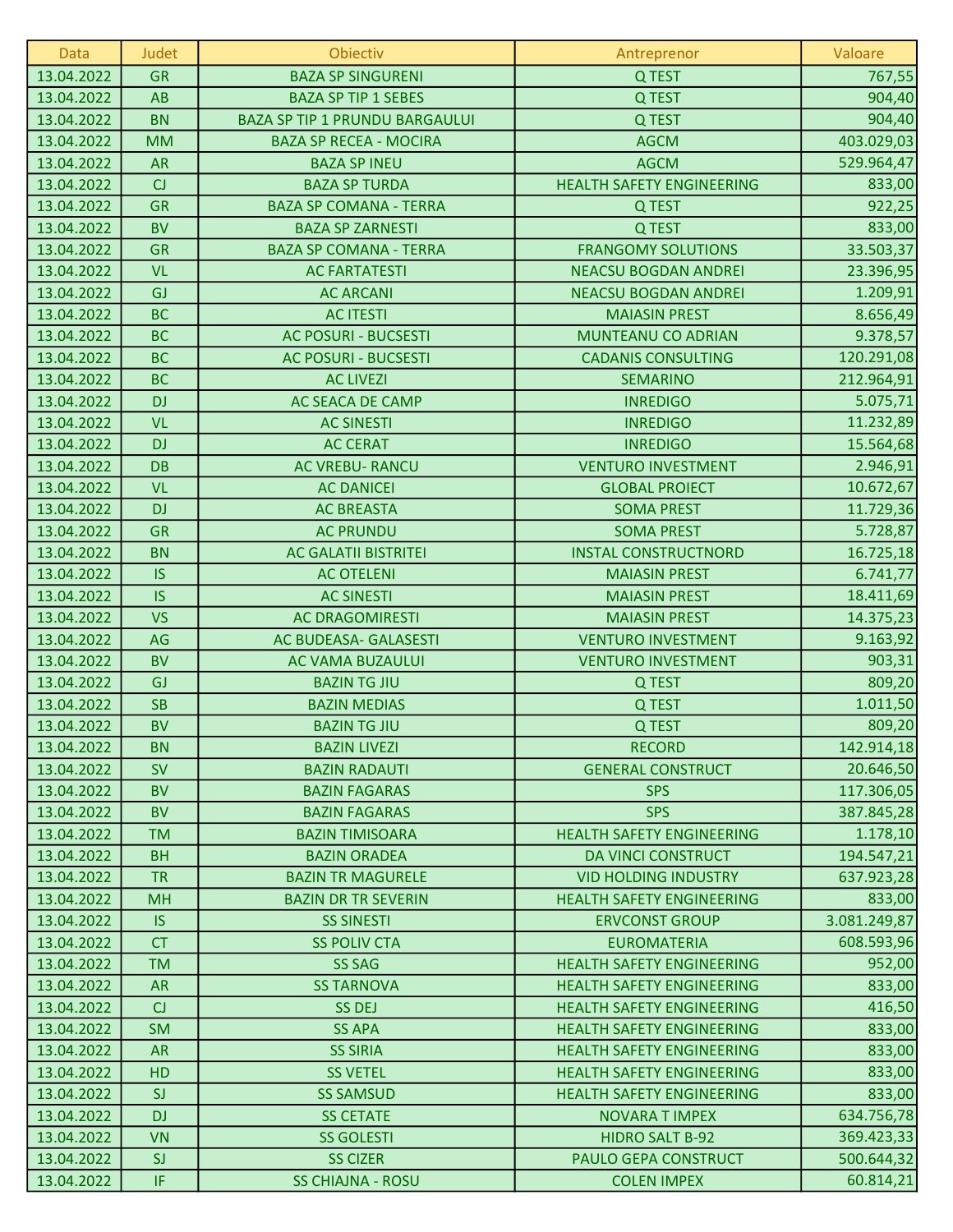| Data | Judet | Obiectiv | Antreprenor | Valoare |
|---|---|---|---|---|
| 13.04.2022 | GR | BAZA SP SINGURENI | Q TEST | 767,55 |
| 13.04.2022 | AB | BAZA SP TIP 1 SEBES | Q TEST | 904,40 |
| 13.04.2022 | BN | BAZA SP TIP 1 PRUNDU BARGAULUI | Q TEST | 904,40 |
| 13.04.2022 | MM | BAZA SP RECEA - MOCIRA | AGCM | 403.029,03 |
| 13.04.2022 | AR | BAZA SP INEU | AGCM | 529.964,47 |
| 13.04.2022 | CJ | BAZA SP TURDA | HEALTH SAFETY ENGINEERING | 833,00 |
| 13.04.2022 | GR | BAZA SP COMANA - TERRA | Q TEST | 922,25 |
| 13.04.2022 | BV | BAZA SP ZARNESTI | Q TEST | 833,00 |
| 13.04.2022 | GR | BAZA SP COMANA - TERRA | FRANGOMY SOLUTIONS | 33.503,37 |
| 13.04.2022 | VL | AC FARTATESTI | NEACSU BOGDAN ANDREI | 23.396,95 |
| 13.04.2022 | GJ | AC ARCANI | NEACSU BOGDAN ANDREI | 1.209,91 |
| 13.04.2022 | BC | AC ITESTI | MAIASIN PREST | 8.656,49 |
| 13.04.2022 | BC | AC POSURI - BUCSESTI | MUNTEANU CO ADRIAN | 9.378,57 |
| 13.04.2022 | BC | AC POSURI - BUCSESTI | CADANIS CONSULTING | 120.291,08 |
| 13.04.2022 | BC | AC LIVEZI | SEMARINO | 212.964,91 |
| 13.04.2022 | DJ | AC SEACA DE CAMP | INREDIGO | 5.075,71 |
| 13.04.2022 | VL | AC SINESTI | INREDIGO | 11.232,89 |
| 13.04.2022 | DJ | AC CERAT | INREDIGO | 15.564,68 |
| 13.04.2022 | DB | AC VREBU- RANCU | VENTURO INVESTMENT | 2.946,91 |
| 13.04.2022 | VL | AC DANICEI | GLOBAL PROIECT | 10.672,67 |
| 13.04.2022 | DJ | AC BREASTA | SOMA PREST | 11.729,36 |
| 13.04.2022 | GR | AC PRUNDU | SOMA PREST | 5.728,87 |
| 13.04.2022 | BN | AC GALATII BISTRITEI | INSTAL CONSTRUCTNORD | 16.725,18 |
| 13.04.2022 | IS | AC OTELENI | MAIASIN PREST | 6.741,77 |
| 13.04.2022 | IS | AC SINESTI | MAIASIN PREST | 18.411,69 |
| 13.04.2022 | VS | AC DRAGOMIRESTI | MAIASIN PREST | 14.375,23 |
| 13.04.2022 | AG | AC BUDEASA- GALASESTI | VENTURO INVESTMENT | 9.163,92 |
| 13.04.2022 | BV | AC VAMA BUZAULUI | VENTURO INVESTMENT | 903,31 |
| 13.04.2022 | GJ | BAZIN TG JIU | Q TEST | 809,20 |
| 13.04.2022 | SB | BAZIN MEDIAS | Q TEST | 1.011,50 |
| 13.04.2022 | BV | BAZIN TG JIU | Q TEST | 809,20 |
| 13.04.2022 | BN | BAZIN LIVEZI | RECORD | 142.914,18 |
| 13.04.2022 | SV | BAZIN RADAUTI | GENERAL CONSTRUCT | 20.646,50 |
| 13.04.2022 | BV | BAZIN FAGARAS | SPS | 117.306,05 |
| 13.04.2022 | BV | BAZIN FAGARAS | SPS | 387.845,28 |
| 13.04.2022 | TM | BAZIN TIMISOARA | HEALTH SAFETY ENGINEERING | 1.178,10 |
| 13.04.2022 | BH | BAZIN ORADEA | DA VINCI CONSTRUCT | 194.547,21 |
| 13.04.2022 | TR | BAZIN TR MAGURELE | VID HOLDING INDUSTRY | 637.923,28 |
| 13.04.2022 | MH | BAZIN DR TR SEVERIN | HEALTH SAFETY ENGINEERING | 833,00 |
| 13.04.2022 | IS | SS SINESTI | ERVCONST GROUP | 3.081.249,87 |
| 13.04.2022 | CT | SS POLIV CTA | EUROMATERIA | 608.593,96 |
| 13.04.2022 | TM | SS SAG | HEALTH SAFETY ENGINEERING | 952,00 |
| 13.04.2022 | AR | SS TARNOVA | HEALTH SAFETY ENGINEERING | 833,00 |
| 13.04.2022 | CJ | SS DEJ | HEALTH SAFETY ENGINEERING | 416,50 |
| 13.04.2022 | SM | SS APA | HEALTH SAFETY ENGINEERING | 833,00 |
| 13.04.2022 | AR | SS SIRIA | HEALTH SAFETY ENGINEERING | 833,00 |
| 13.04.2022 | HD | SS VETEL | HEALTH SAFETY ENGINEERING | 833,00 |
| 13.04.2022 | SJ | SS SAMSUD | HEALTH SAFETY ENGINEERING | 833,00 |
| 13.04.2022 | DJ | SS CETATE | NOVARA T IMPEX | 634.756,78 |
| 13.04.2022 | VN | SS GOLESTI | HIDRO SALT B-92 | 369.423,33 |
| 13.04.2022 | SJ | SS CIZER | PAULO GEPA CONSTRUCT | 500.644,32 |
| 13.04.2022 | IF | SS CHIAJNA - ROSU | COLEN IMPEX | 60.814,21 |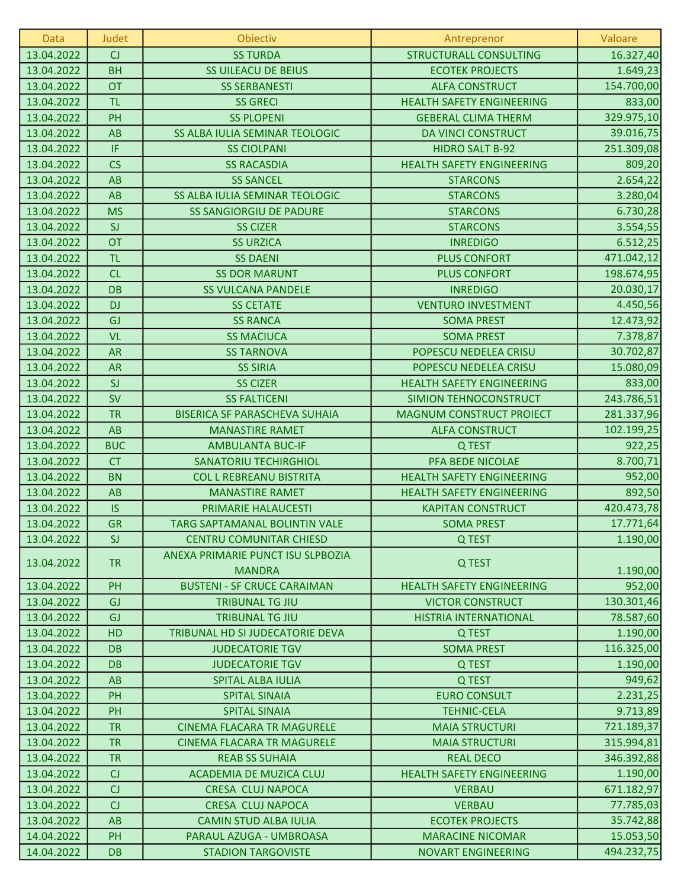| Data | Judet | Obiectiv | Antreprenor | Valoare |
|---|---|---|---|---|
| 13.04.2022 | CJ | SS TURDA | STRUCTURALL CONSULTING | 16.327,40 |
| 13.04.2022 | BH | SS UILEACU DE BEIUS | ECOTEK PROJECTS | 1.649,23 |
| 13.04.2022 | OT | SS SERBANESTI | ALFA CONSTRUCT | 154.700,00 |
| 13.04.2022 | TL | SS GRECI | HEALTH SAFETY ENGINEERING | 833,00 |
| 13.04.2022 | PH | SS PLOPENI | GEBERAL CLIMA THERM | 329.975,10 |
| 13.04.2022 | AB | SS ALBA IULIA SEMINAR TEOLOGIC | DA VINCI CONSTRUCT | 39.016,75 |
| 13.04.2022 | IF | SS CIOLPANI | HIDRO SALT B-92 | 251.309,08 |
| 13.04.2022 | CS | SS RACASDIA | HEALTH SAFETY ENGINEERING | 809,20 |
| 13.04.2022 | AB | SS SANCEL | STARCONS | 2.654,22 |
| 13.04.2022 | AB | SS ALBA IULIA SEMINAR TEOLOGIC | STARCONS | 3.280,04 |
| 13.04.2022 | MS | SS SANGIORGIU DE PADURE | STARCONS | 6.730,28 |
| 13.04.2022 | SJ | SS CIZER | STARCONS | 3.554,55 |
| 13.04.2022 | OT | SS URZICA | INREDIGO | 6.512,25 |
| 13.04.2022 | TL | SS DAENI | PLUS CONFORT | 471.042,12 |
| 13.04.2022 | CL | SS DOR MARUNT | PLUS CONFORT | 198.674,95 |
| 13.04.2022 | DB | SS VULCANA PANDELE | INREDIGO | 20.030,17 |
| 13.04.2022 | DJ | SS CETATE | VENTURO INVESTMENT | 4.450,56 |
| 13.04.2022 | GJ | SS RANCA | SOMA PREST | 12.473,92 |
| 13.04.2022 | VL | SS MACIUCA | SOMA PREST | 7.378,87 |
| 13.04.2022 | AR | SS TARNOVA | POPESCU NEDELEA CRISU | 30.702,87 |
| 13.04.2022 | AR | SS SIRIA | POPESCU NEDELEA CRISU | 15.080,09 |
| 13.04.2022 | SJ | SS CIZER | HEALTH SAFETY ENGINEERING | 833,00 |
| 13.04.2022 | SV | SS FALTICENI | SIMION TEHNOCONSTRUCT | 243.786,51 |
| 13.04.2022 | TR | BISERICA SF PARASCHEVA SUHAIA | MAGNUM CONSTRUCT PROIECT | 281.337,96 |
| 13.04.2022 | AB | MANASTIRE RAMET | ALFA CONSTRUCT | 102.199,25 |
| 13.04.2022 | BUC | AMBULANTA BUC-IF | Q TEST | 922,25 |
| 13.04.2022 | CT | SANATORIU TECHIRGHIOL | PFA BEDE NICOLAE | 8.700,71 |
| 13.04.2022 | BN | COL L REBREANU BISTRITA | HEALTH SAFETY ENGINEERING | 952,00 |
| 13.04.2022 | AB | MANASTIRE RAMET | HEALTH SAFETY ENGINEERING | 892,50 |
| 13.04.2022 | IS | PRIMARIE HALAUCESTI | KAPITAN CONSTRUCT | 420.473,78 |
| 13.04.2022 | GR | TARG SAPTAMANAL BOLINTIN VALE | SOMA PREST | 17.771,64 |
| 13.04.2022 | SJ | CENTRU COMUNITAR CHIESD | Q TEST | 1.190,00 |
| 13.04.2022 | TR | ANEXA PRIMARIE PUNCT ISU SLPBOZIA MANDRA | Q TEST | 1.190,00 |
| 13.04.2022 | PH | BUSTENI - SF CRUCE CARAIMAN | HEALTH SAFETY ENGINEERING | 952,00 |
| 13.04.2022 | GJ | TRIBUNAL TG JIU | VICTOR CONSTRUCT | 130.301,46 |
| 13.04.2022 | GJ | TRIBUNAL TG JIU | HISTRIA INTERNATIONAL | 78.587,60 |
| 13.04.2022 | HD | TRIBUNAL HD SI JUDECATORIE DEVA | Q TEST | 1.190,00 |
| 13.04.2022 | DB | JUDECATORIE TGV | SOMA PREST | 116.325,00 |
| 13.04.2022 | DB | JUDECATORIE TGV | Q TEST | 1.190,00 |
| 13.04.2022 | AB | SPITAL ALBA IULIA | Q TEST | 949,62 |
| 13.04.2022 | PH | SPITAL SINAIA | EURO CONSULT | 2.231,25 |
| 13.04.2022 | PH | SPITAL SINAIA | TEHNIC-CELA | 9.713,89 |
| 13.04.2022 | TR | CINEMA FLACARA TR MAGURELE | MAIA STRUCTURI | 721.189,37 |
| 13.04.2022 | TR | CINEMA FLACARA TR MAGURELE | MAIA STRUCTURI | 315.994,81 |
| 13.04.2022 | TR | REAB SS SUHAIA | REAL DECO | 346.392,88 |
| 13.04.2022 | CJ | ACADEMIA DE MUZICA CLUJ | HEALTH SAFETY ENGINEERING | 1.190,00 |
| 13.04.2022 | CJ | CRESA CLUJ NAPOCA | VERBAU | 671.182,97 |
| 13.04.2022 | CJ | CRESA CLUJ NAPOCA | VERBAU | 77.785,03 |
| 13.04.2022 | AB | CAMIN STUD ALBA IULIA | ECOTEK PROJECTS | 35.742,88 |
| 14.04.2022 | PH | PARAUL AZUGA - UMBROASA | MARACINE NICOMAR | 15.053,50 |
| 14.04.2022 | DB | STADION TARGOVISTE | NOVART ENGINEERING | 494.232,75 |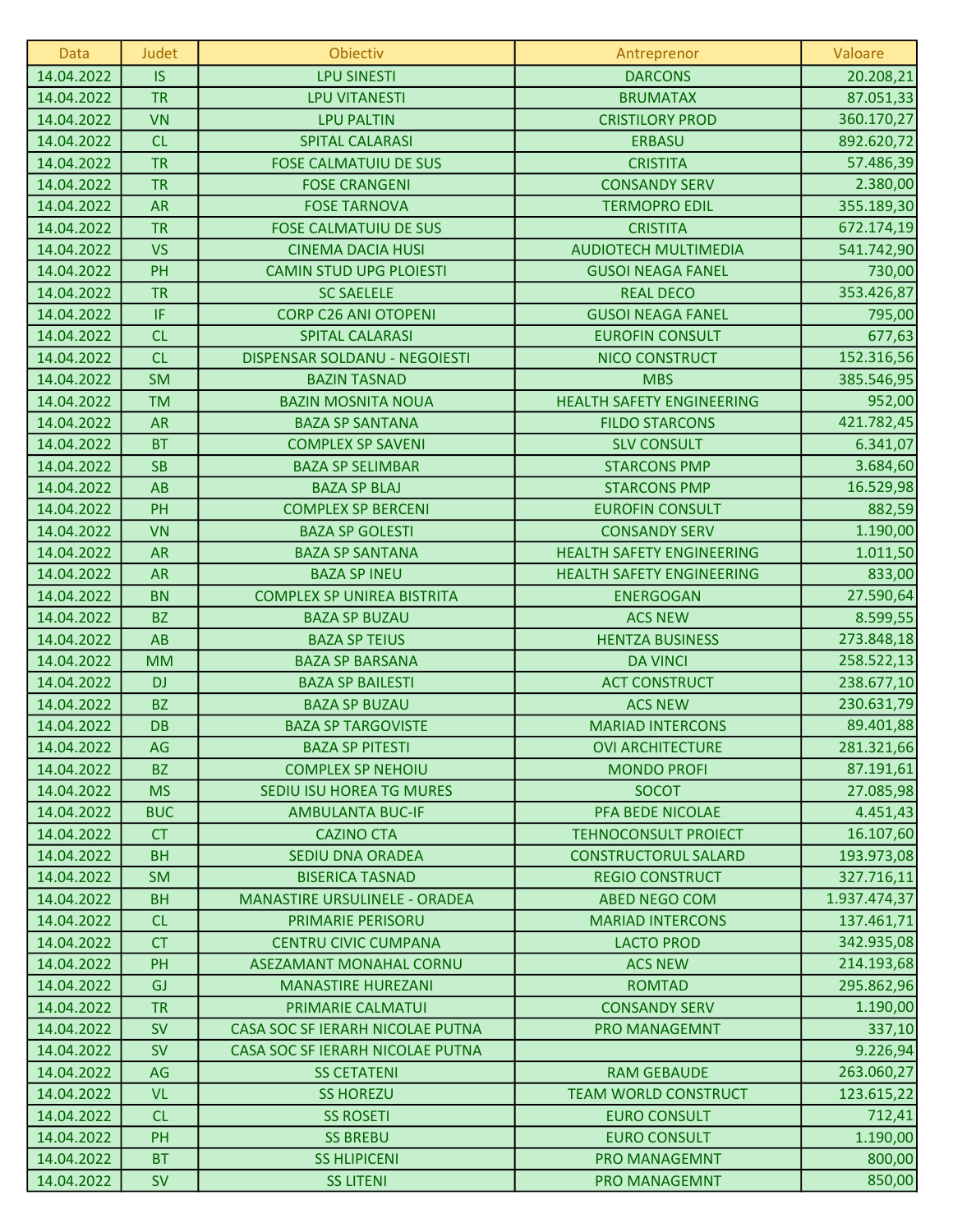| Data | Judet | Obiectiv | Antreprenor | Valoare |
|---|---|---|---|---|
| 14.04.2022 | IS | LPU SINESTI | DARCONS | 20.208,21 |
| 14.04.2022 | TR | LPU VITANESTI | BRUMATAX | 87.051,33 |
| 14.04.2022 | VN | LPU PALTIN | CRISTILORY PROD | 360.170,27 |
| 14.04.2022 | CL | SPITAL CALARASI | ERBASU | 892.620,72 |
| 14.04.2022 | TR | FOSE CALMATUIU DE SUS | CRISTITA | 57.486,39 |
| 14.04.2022 | TR | FOSE CRANGENI | CONSANDY SERV | 2.380,00 |
| 14.04.2022 | AR | FOSE TARNOVA | TERMOPRO EDIL | 355.189,30 |
| 14.04.2022 | TR | FOSE CALMATUIU DE SUS | CRISTITA | 672.174,19 |
| 14.04.2022 | VS | CINEMA DACIA HUSI | AUDIOTECH MULTIMEDIA | 541.742,90 |
| 14.04.2022 | PH | CAMIN STUD UPG PLOIESTI | GUSOI NEAGA FANEL | 730,00 |
| 14.04.2022 | TR | SC SAELELE | REAL DECO | 353.426,87 |
| 14.04.2022 | IF | CORP C26 ANI OTOPENI | GUSOI NEAGA FANEL | 795,00 |
| 14.04.2022 | CL | SPITAL CALARASI | EUROFIN CONSULT | 677,63 |
| 14.04.2022 | CL | DISPENSAR SOLDANU - NEGOIESTI | NICO CONSTRUCT | 152.316,56 |
| 14.04.2022 | SM | BAZIN TASNAD | MBS | 385.546,95 |
| 14.04.2022 | TM | BAZIN MOSNITA NOUA | HEALTH SAFETY ENGINEERING | 952,00 |
| 14.04.2022 | AR | BAZA SP SANTANA | FILDO STARCONS | 421.782,45 |
| 14.04.2022 | BT | COMPLEX SP SAVENI | SLV CONSULT | 6.341,07 |
| 14.04.2022 | SB | BAZA SP SELIMBAR | STARCONS PMP | 3.684,60 |
| 14.04.2022 | AB | BAZA SP BLAJ | STARCONS PMP | 16.529,98 |
| 14.04.2022 | PH | COMPLEX SP BERCENI | EUROFIN CONSULT | 882,59 |
| 14.04.2022 | VN | BAZA SP GOLESTI | CONSANDY SERV | 1.190,00 |
| 14.04.2022 | AR | BAZA SP SANTANA | HEALTH SAFETY ENGINEERING | 1.011,50 |
| 14.04.2022 | AR | BAZA SP INEU | HEALTH SAFETY ENGINEERING | 833,00 |
| 14.04.2022 | BN | COMPLEX SP UNIREA BISTRITA | ENERGOGAN | 27.590,64 |
| 14.04.2022 | BZ | BAZA SP BUZAU | ACS NEW | 8.599,55 |
| 14.04.2022 | AB | BAZA SP TEIUS | HENTZA BUSINESS | 273.848,18 |
| 14.04.2022 | MM | BAZA SP BARSANA | DA VINCI | 258.522,13 |
| 14.04.2022 | DJ | BAZA SP BAILESTI | ACT CONSTRUCT | 238.677,10 |
| 14.04.2022 | BZ | BAZA SP BUZAU | ACS NEW | 230.631,79 |
| 14.04.2022 | DB | BAZA SP TARGOVISTE | MARIAD INTERCONS | 89.401,88 |
| 14.04.2022 | AG | BAZA SP PITESTI | OVI ARCHITECTURE | 281.321,66 |
| 14.04.2022 | BZ | COMPLEX SP NEHOIU | MONDO PROFI | 87.191,61 |
| 14.04.2022 | MS | SEDIU ISU HOREA TG MURES | SOCOT | 27.085,98 |
| 14.04.2022 | BUC | AMBULANTA BUC-IF | PFA BEDE NICOLAE | 4.451,43 |
| 14.04.2022 | CT | CAZINO CTA | TEHNOCONSULT PROIECT | 16.107,60 |
| 14.04.2022 | BH | SEDIU DNA ORADEA | CONSTRUCTORUL SALARD | 193.973,08 |
| 14.04.2022 | SM | BISERICA TASNAD | REGIO CONSTRUCT | 327.716,11 |
| 14.04.2022 | BH | MANASTIRE URSULINELE - ORADEA | ABED NEGO COM | 1.937.474,37 |
| 14.04.2022 | CL | PRIMARIE PERISORU | MARIAD INTERCONS | 137.461,71 |
| 14.04.2022 | CT | CENTRU CIVIC CUMPANA | LACTO PROD | 342.935,08 |
| 14.04.2022 | PH | ASEZAMANT MONAHAL CORNU | ACS NEW | 214.193,68 |
| 14.04.2022 | GJ | MANASTIRE HUREZANI | ROMTAD | 295.862,96 |
| 14.04.2022 | TR | PRIMARIE CALMATUI | CONSANDY SERV | 1.190,00 |
| 14.04.2022 | SV | CASA SOC SF IERARH NICOLAE PUTNA | PRO MANAGEMNT | 337,10 |
| 14.04.2022 | SV | CASA SOC SF IERARH NICOLAE PUTNA | | 9.226,94 |
| 14.04.2022 | AG | SS CETATENI | RAM GEBAUDE | 263.060,27 |
| 14.04.2022 | VL | SS HOREZU | TEAM WORLD CONSTRUCT | 123.615,22 |
| 14.04.2022 | CL | SS ROSETI | EURO CONSULT | 712,41 |
| 14.04.2022 | PH | SS BREBU | EURO CONSULT | 1.190,00 |
| 14.04.2022 | BT | SS HLIPICENI | PRO MANAGEMNT | 800,00 |
| 14.04.2022 | SV | SS LITENI | PRO MANAGEMNT | 850,00 |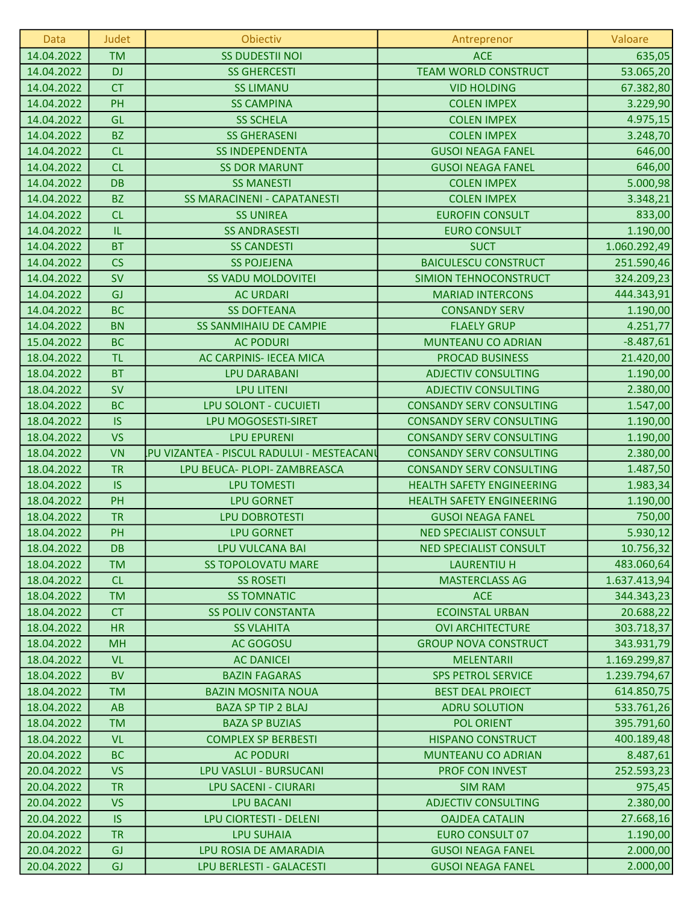| Data | Judet | Obiectiv | Antreprenor | Valoare |
|---|---|---|---|---|
| 14.04.2022 | TM | SS DUDESTII NOI | ACE | 635,05 |
| 14.04.2022 | DJ | SS GHERCESTI | TEAM WORLD CONSTRUCT | 53.065,20 |
| 14.04.2022 | CT | SS LIMANU | VID HOLDING | 67.382,80 |
| 14.04.2022 | PH | SS CAMPINA | COLEN IMPEX | 3.229,90 |
| 14.04.2022 | GL | SS SCHELA | COLEN IMPEX | 4.975,15 |
| 14.04.2022 | BZ | SS GHERASENI | COLEN IMPEX | 3.248,70 |
| 14.04.2022 | CL | SS INDEPENDENTA | GUSOI NEAGA FANEL | 646,00 |
| 14.04.2022 | CL | SS DOR MARUNT | GUSOI NEAGA FANEL | 646,00 |
| 14.04.2022 | DB | SS MANESTI | COLEN IMPEX | 5.000,98 |
| 14.04.2022 | BZ | SS MARACINENI - CAPATANESTI | COLEN IMPEX | 3.348,21 |
| 14.04.2022 | CL | SS UNIREA | EUROFIN CONSULT | 833,00 |
| 14.04.2022 | IL | SS ANDRASESTI | EURO CONSULT | 1.190,00 |
| 14.04.2022 | BT | SS CANDESTI | SUCT | 1.060.292,49 |
| 14.04.2022 | CS | SS POJEJENA | BAICULESCU CONSTRUCT | 251.590,46 |
| 14.04.2022 | SV | SS VADU MOLDOVITEI | SIMION TEHNOCONSTRUCT | 324.209,23 |
| 14.04.2022 | GJ | AC URDARI | MARIAD INTERCONS | 444.343,91 |
| 14.04.2022 | BC | SS DOFTEANA | CONSANDY SERV | 1.190,00 |
| 14.04.2022 | BN | SS SANMIHAIU DE CAMPIE | FLAELY GRUP | 4.251,77 |
| 15.04.2022 | BC | AC PODURI | MUNTEANU CO ADRIAN | -8.487,61 |
| 18.04.2022 | TL | AC CARPINIS- IECEA MICA | PROCAD BUSINESS | 21.420,00 |
| 18.04.2022 | BT | LPU DARABANI | ADJECTIV CONSULTING | 1.190,00 |
| 18.04.2022 | SV | LPU LITENI | ADJECTIV CONSULTING | 2.380,00 |
| 18.04.2022 | BC | LPU SOLONT - CUCUIETI | CONSANDY SERV CONSULTING | 1.547,00 |
| 18.04.2022 | IS | LPU MOGOSESTI-SIRET | CONSANDY SERV CONSULTING | 1.190,00 |
| 18.04.2022 | VS | LPU EPURENI | CONSANDY SERV CONSULTING | 1.190,00 |
| 18.04.2022 | VN | LPU VIZANTEA - PISCUL RADULUI - MESTEACANU | CONSANDY SERV CONSULTING | 2.380,00 |
| 18.04.2022 | TR | LPU BEUCA- PLOPI- ZAMBREASCA | CONSANDY SERV CONSULTING | 1.487,50 |
| 18.04.2022 | IS | LPU TOMESTI | HEALTH SAFETY ENGINEERING | 1.983,34 |
| 18.04.2022 | PH | LPU GORNET | HEALTH SAFETY ENGINEERING | 1.190,00 |
| 18.04.2022 | TR | LPU DOBROTESTI | GUSOI NEAGA FANEL | 750,00 |
| 18.04.2022 | PH | LPU GORNET | NED SPECIALIST CONSULT | 5.930,12 |
| 18.04.2022 | DB | LPU VULCANA BAI | NED SPECIALIST CONSULT | 10.756,32 |
| 18.04.2022 | TM | SS TOPOLOVATU MARE | LAURENTIU H | 483.060,64 |
| 18.04.2022 | CL | SS ROSETI | MASTERCLASS AG | 1.637.413,94 |
| 18.04.2022 | TM | SS TOMNATIC | ACE | 344.343,23 |
| 18.04.2022 | CT | SS POLIV CONSTANTA | ECOINSTAL URBAN | 20.688,22 |
| 18.04.2022 | HR | SS VLAHITA | OVI ARCHITECTURE | 303.718,37 |
| 18.04.2022 | MH | AC GOGOSU | GROUP NOVA CONSTRUCT | 343.931,79 |
| 18.04.2022 | VL | AC DANICEI | MELENTARII | 1.169.299,87 |
| 18.04.2022 | BV | BAZIN FAGARAS | SPS PETROL SERVICE | 1.239.794,67 |
| 18.04.2022 | TM | BAZIN MOSNITA NOUA | BEST DEAL PROIECT | 614.850,75 |
| 18.04.2022 | AB | BAZA SP TIP 2 BLAJ | ADRU SOLUTION | 533.761,26 |
| 18.04.2022 | TM | BAZA SP BUZIAS | POL ORIENT | 395.791,60 |
| 18.04.2022 | VL | COMPLEX SP BERBESTI | HISPANO CONSTRUCT | 400.189,48 |
| 20.04.2022 | BC | AC PODURI | MUNTEANU CO ADRIAN | 8.487,61 |
| 20.04.2022 | VS | LPU VASLUI - BURSUCANI | PROF CON INVEST | 252.593,23 |
| 20.04.2022 | TR | LPU SACENI - CIURARI | SIM RAM | 975,45 |
| 20.04.2022 | VS | LPU BACANI | ADJECTIV CONSULTING | 2.380,00 |
| 20.04.2022 | IS | LPU CIORTESTI - DELENI | OAJDEA CATALIN | 27.668,16 |
| 20.04.2022 | TR | LPU SUHAIA | EURO CONSULT 07 | 1.190,00 |
| 20.04.2022 | GJ | LPU ROSIA DE AMARADIA | GUSOI NEAGA FANEL | 2.000,00 |
| 20.04.2022 | GJ | LPU BERLESTI - GALACESTI | GUSOI NEAGA FANEL | 2.000,00 |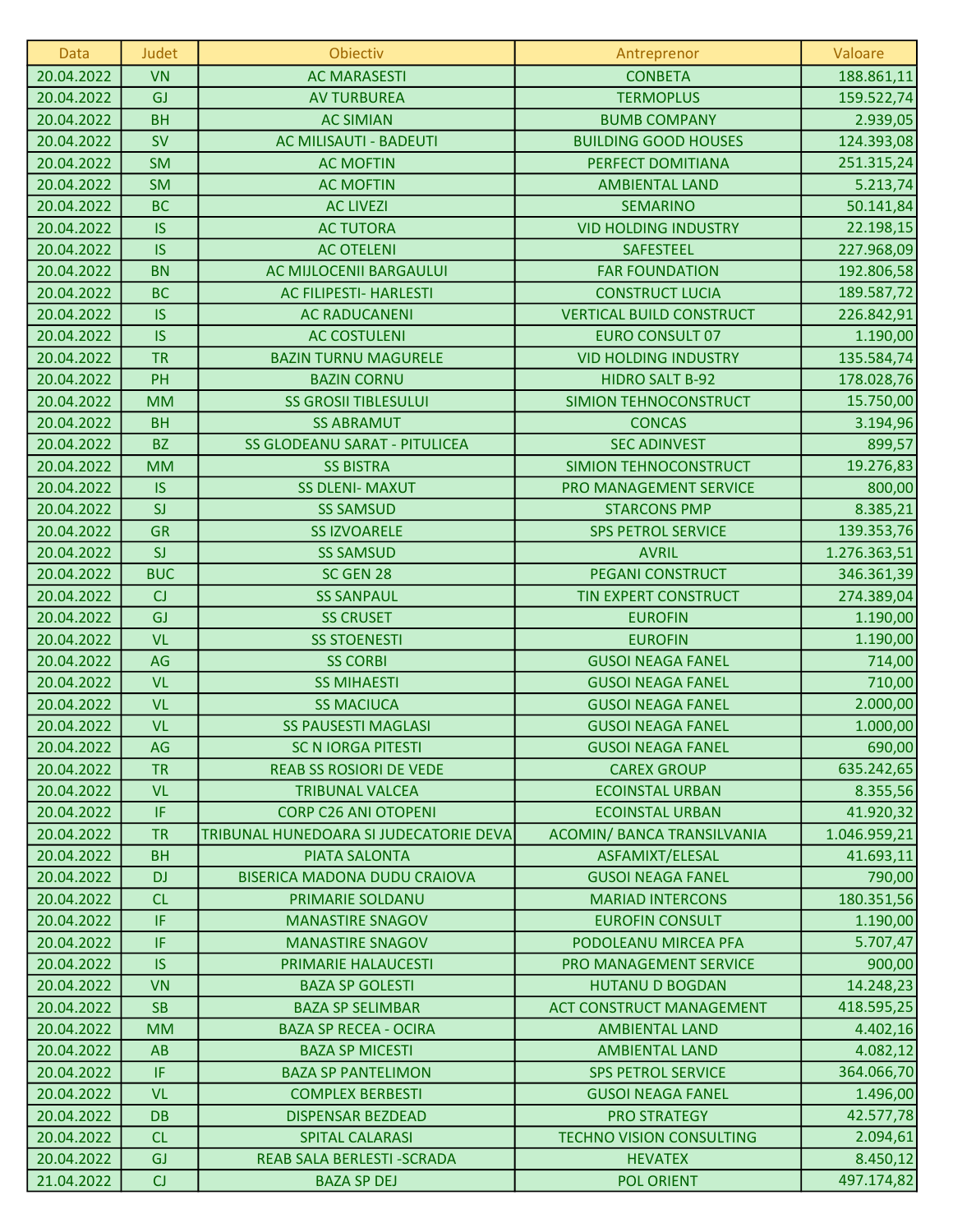| Data | Judet | Obiectiv | Antreprenor | Valoare |
|---|---|---|---|---|
| 20.04.2022 | VN | AC MARASESTI | CONBETA | 188.861,11 |
| 20.04.2022 | GJ | AV TURBUREA | TERMOPLUS | 159.522,74 |
| 20.04.2022 | BH | AC SIMIAN | BUMB COMPANY | 2.939,05 |
| 20.04.2022 | SV | AC MILISAUTI - BADEUTI | BUILDING GOOD HOUSES | 124.393,08 |
| 20.04.2022 | SM | AC MOFTIN | PERFECT DOMITIANA | 251.315,24 |
| 20.04.2022 | SM | AC MOFTIN | AMBIENTAL LAND | 5.213,74 |
| 20.04.2022 | BC | AC LIVEZI | SEMARINO | 50.141,84 |
| 20.04.2022 | IS | AC TUTORA | VID HOLDING INDUSTRY | 22.198,15 |
| 20.04.2022 | IS | AC OTELENI | SAFESTEEL | 227.968,09 |
| 20.04.2022 | BN | AC MIJLOCENII BARGAULUI | FAR FOUNDATION | 192.806,58 |
| 20.04.2022 | BC | AC FILIPESTI- HARLESTI | CONSTRUCT LUCIA | 189.587,72 |
| 20.04.2022 | IS | AC RADUCANENI | VERTICAL BUILD CONSTRUCT | 226.842,91 |
| 20.04.2022 | IS | AC COSTULENI | EURO CONSULT 07 | 1.190,00 |
| 20.04.2022 | TR | BAZIN TURNU MAGURELE | VID HOLDING INDUSTRY | 135.584,74 |
| 20.04.2022 | PH | BAZIN CORNU | HIDRO SALT B-92 | 178.028,76 |
| 20.04.2022 | MM | SS GROSII TIBLESULUI | SIMION TEHNOCONSTRUCT | 15.750,00 |
| 20.04.2022 | BH | SS ABRAMUT | CONCAS | 3.194,96 |
| 20.04.2022 | BZ | SS GLODEANU SARAT - PITULICEA | SEC ADINVEST | 899,57 |
| 20.04.2022 | MM | SS BISTRA | SIMION TEHNOCONSTRUCT | 19.276,83 |
| 20.04.2022 | IS | SS DLENI- MAXUT | PRO MANAGEMENT SERVICE | 800,00 |
| 20.04.2022 | SJ | SS SAMSUD | STARCONS PMP | 8.385,21 |
| 20.04.2022 | GR | SS IZVOARELE | SPS PETROL SERVICE | 139.353,76 |
| 20.04.2022 | SJ | SS SAMSUD | AVRIL | 1.276.363,51 |
| 20.04.2022 | BUC | SC GEN 28 | PEGANI CONSTRUCT | 346.361,39 |
| 20.04.2022 | CJ | SS SANPAUL | TIN EXPERT CONSTRUCT | 274.389,04 |
| 20.04.2022 | GJ | SS CRUSET | EUROFIN | 1.190,00 |
| 20.04.2022 | VL | SS STOENESTI | EUROFIN | 1.190,00 |
| 20.04.2022 | AG | SS CORBI | GUSOI NEAGA FANEL | 714,00 |
| 20.04.2022 | VL | SS MIHAESTI | GUSOI NEAGA FANEL | 710,00 |
| 20.04.2022 | VL | SS MACIUCA | GUSOI NEAGA FANEL | 2.000,00 |
| 20.04.2022 | VL | SS PAUSESTI MAGLASI | GUSOI NEAGA FANEL | 1.000,00 |
| 20.04.2022 | AG | SC N IORGA PITESTI | GUSOI NEAGA FANEL | 690,00 |
| 20.04.2022 | TR | REAB SS ROSIORI DE VEDE | CAREX GROUP | 635.242,65 |
| 20.04.2022 | VL | TRIBUNAL VALCEA | ECOINSTAL URBAN | 8.355,56 |
| 20.04.2022 | IF | CORP C26 ANI OTOPENI | ECOINSTAL URBAN | 41.920,32 |
| 20.04.2022 | TR | TRIBUNAL HUNEDOARA SI JUDECATORIE DEVA | ACOMIN/ BANCA TRANSILVANIA | 1.046.959,21 |
| 20.04.2022 | BH | PIATA SALONTA | ASFAMIXT/ELESAL | 41.693,11 |
| 20.04.2022 | DJ | BISERICA MADONA DUDU CRAIOVA | GUSOI NEAGA FANEL | 790,00 |
| 20.04.2022 | CL | PRIMARIE SOLDANU | MARIAD INTERCONS | 180.351,56 |
| 20.04.2022 | IF | MANASTIRE SNAGOV | EUROFIN CONSULT | 1.190,00 |
| 20.04.2022 | IF | MANASTIRE SNAGOV | PODOLEANU MIRCEA PFA | 5.707,47 |
| 20.04.2022 | IS | PRIMARIE HALAUCESTI | PRO MANAGEMENT SERVICE | 900,00 |
| 20.04.2022 | VN | BAZA SP GOLESTI | HUTANU D BOGDAN | 14.248,23 |
| 20.04.2022 | SB | BAZA SP SELIMBAR | ACT CONSTRUCT MANAGEMENT | 418.595,25 |
| 20.04.2022 | MM | BAZA SP RECEA - OCIRA | AMBIENTAL LAND | 4.402,16 |
| 20.04.2022 | AB | BAZA SP MICESTI | AMBIENTAL LAND | 4.082,12 |
| 20.04.2022 | IF | BAZA SP PANTELIMON | SPS PETROL SERVICE | 364.066,70 |
| 20.04.2022 | VL | COMPLEX BERBESTI | GUSOI NEAGA FANEL | 1.496,00 |
| 20.04.2022 | DB | DISPENSAR BEZDEAD | PRO STRATEGY | 42.577,78 |
| 20.04.2022 | CL | SPITAL CALARASI | TECHNO VISION CONSULTING | 2.094,61 |
| 20.04.2022 | GJ | REAB SALA BERLESTI -SCRADA | HEVATEX | 8.450,12 |
| 21.04.2022 | CJ | BAZA SP DEJ | POL ORIENT | 497.174,82 |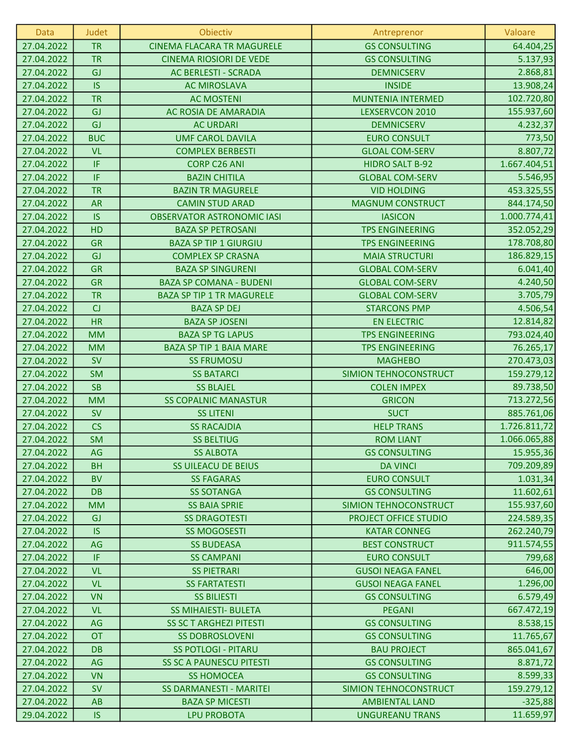| Data | Judet | Obiectiv | Antreprenor | Valoare |
|---|---|---|---|---|
| 27.04.2022 | TR | CINEMA FLACARA TR MAGURELE | GS CONSULTING | 64.404,25 |
| 27.04.2022 | TR | CINEMA RIOSIORI DE VEDE | GS CONSULTING | 5.137,93 |
| 27.04.2022 | GJ | AC BERLESTI - SCRADA | DEMNICSERV | 2.868,81 |
| 27.04.2022 | IS | AC MIROSLAVA | INSIDE | 13.908,24 |
| 27.04.2022 | TR | AC MOSTENI | MUNTENIA INTERMED | 102.720,80 |
| 27.04.2022 | GJ | AC ROSIA DE AMARADIA | LEXSERVCON 2010 | 155.937,60 |
| 27.04.2022 | GJ | AC URDARI | DEMNICSERV | 4.232,37 |
| 27.04.2022 | BUC | UMF CAROL DAVILA | EURO CONSULT | 773,50 |
| 27.04.2022 | VL | COMPLEX BERBESTI | GLOAL COM-SERV | 8.807,72 |
| 27.04.2022 | IF | CORP C26 ANI | HIDRO SALT B-92 | 1.667.404,51 |
| 27.04.2022 | IF | BAZIN CHITILA | GLOBAL COM-SERV | 5.546,95 |
| 27.04.2022 | TR | BAZIN TR MAGURELE | VID HOLDING | 453.325,55 |
| 27.04.2022 | AR | CAMIN STUD ARAD | MAGNUM CONSTRUCT | 844.174,50 |
| 27.04.2022 | IS | OBSERVATOR ASTRONOMIC IASI | IASICON | 1.000.774,41 |
| 27.04.2022 | HD | BAZA SP PETROSANI | TPS ENGINEERING | 352.052,29 |
| 27.04.2022 | GR | BAZA SP TIP 1 GIURGIU | TPS ENGINEERING | 178.708,80 |
| 27.04.2022 | GJ | COMPLEX SP CRASNA | MAIA STRUCTURI | 186.829,15 |
| 27.04.2022 | GR | BAZA SP SINGURENI | GLOBAL COM-SERV | 6.041,40 |
| 27.04.2022 | GR | BAZA SP COMANA - BUDENI | GLOBAL COM-SERV | 4.240,50 |
| 27.04.2022 | TR | BAZA SP TIP 1 TR MAGURELE | GLOBAL COM-SERV | 3.705,79 |
| 27.04.2022 | CJ | BAZA SP DEJ | STARCONS PMP | 4.506,54 |
| 27.04.2022 | HR | BAZA SP JOSENI | EN ELECTRIC | 12.814,82 |
| 27.04.2022 | MM | BAZA SP TG LAPUS | TPS ENGINEERING | 793.024,40 |
| 27.04.2022 | MM | BAZA SP TIP 1 BAIA MARE | TPS ENGINEERING | 76.265,17 |
| 27.04.2022 | SV | SS FRUMOSU | MAGHEBO | 270.473,03 |
| 27.04.2022 | SM | SS BATARCI | SIMION TEHNOCONSTRUCT | 159.279,12 |
| 27.04.2022 | SB | SS BLAJEL | COLEN IMPEX | 89.738,50 |
| 27.04.2022 | MM | SS COPALNIC MANASTUR | GRICON | 713.272,56 |
| 27.04.2022 | SV | SS LITENI | SUCT | 885.761,06 |
| 27.04.2022 | CS | SS RACAJDIA | HELP TRANS | 1.726.811,72 |
| 27.04.2022 | SM | SS BELTIUG | ROM LIANT | 1.066.065,88 |
| 27.04.2022 | AG | SS ALBOTA | GS CONSULTING | 15.955,36 |
| 27.04.2022 | BH | SS UILEACU DE BEIUS | DA VINCI | 709.209,89 |
| 27.04.2022 | BV | SS FAGARAS | EURO CONSULT | 1.031,34 |
| 27.04.2022 | DB | SS SOTANGA | GS CONSULTING | 11.602,61 |
| 27.04.2022 | MM | SS BAIA SPRIE | SIMION TEHNOCONSTRUCT | 155.937,60 |
| 27.04.2022 | GJ | SS DRAGOTESTI | PROJECT OFFICE STUDIO | 224.589,35 |
| 27.04.2022 | IS | SS MOGOSESTI | KATAR CONNEG | 262.240,79 |
| 27.04.2022 | AG | SS BUDEASA | BEST CONSTRUCT | 911.574,55 |
| 27.04.2022 | IF | SS CAMPANI | EURO CONSULT | 799,68 |
| 27.04.2022 | VL | SS PIETRARI | GUSOI NEAGA FANEL | 646,00 |
| 27.04.2022 | VL | SS FARTATESTI | GUSOI NEAGA FANEL | 1.296,00 |
| 27.04.2022 | VN | SS BILIESTI | GS CONSULTING | 6.579,49 |
| 27.04.2022 | VL | SS MIHAIESTI- BULETA | PEGANI | 667.472,19 |
| 27.04.2022 | AG | SS SC T ARGHEZI PITESTI | GS CONSULTING | 8.538,15 |
| 27.04.2022 | OT | SS DOBROSLOVENI | GS CONSULTING | 11.765,67 |
| 27.04.2022 | DB | SS POTLOGI - PITARU | BAU PROJECT | 865.041,67 |
| 27.04.2022 | AG | SS SC A PAUNESCU PITESTI | GS CONSULTING | 8.871,72 |
| 27.04.2022 | VN | SS HOMOCEA | GS CONSULTING | 8.599,33 |
| 27.04.2022 | SV | SS DARMANESTI - MARITEI | SIMION TEHNOCONSTRUCT | 159.279,12 |
| 27.04.2022 | AB | BAZA SP MICESTI | AMBIENTAL LAND | -325,88 |
| 29.04.2022 | IS | LPU PROBOTA | UNGUREANU TRANS | 11.659,97 |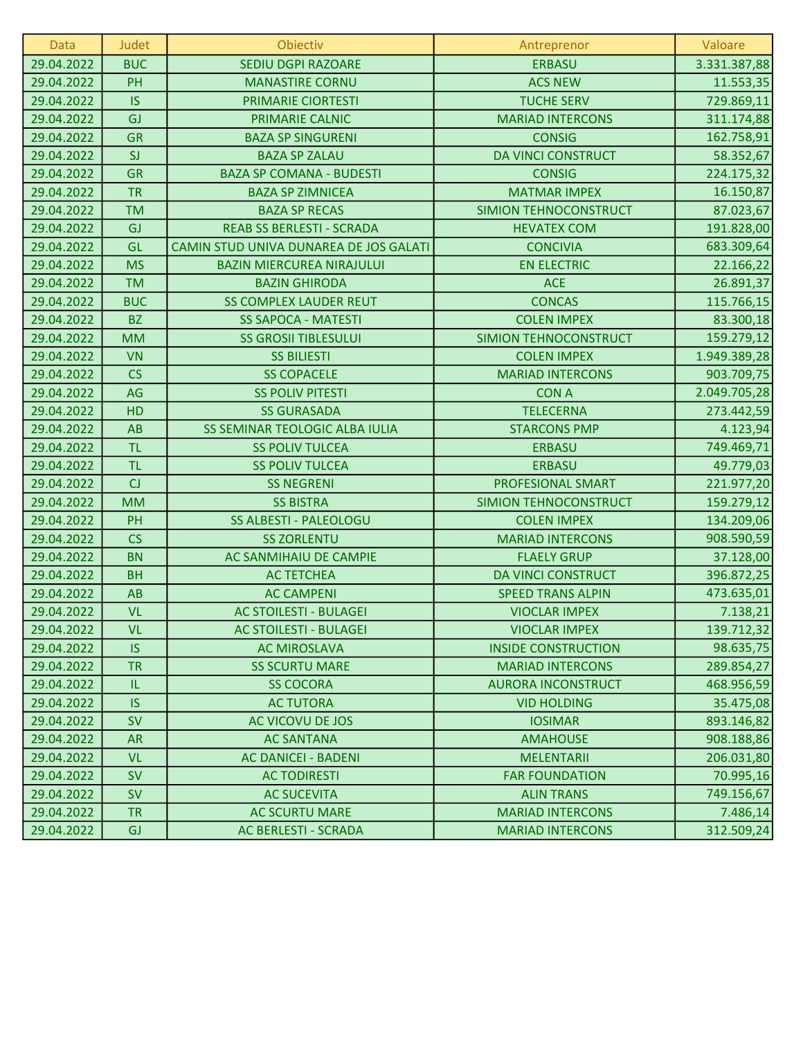| Data | Judet | Obiectiv | Antreprenor | Valoare |
|---|---|---|---|---|
| 29.04.2022 | BUC | SEDIU DGPI RAZOARE | ERBASU | 3.331.387,88 |
| 29.04.2022 | PH | MANASTIRE CORNU | ACS NEW | 11.553,35 |
| 29.04.2022 | IS | PRIMARIE CIORTESTI | TUCHE SERV | 729.869,11 |
| 29.04.2022 | GJ | PRIMARIE CALNIC | MARIAD INTERCONS | 311.174,88 |
| 29.04.2022 | GR | BAZA SP SINGURENI | CONSIG | 162.758,91 |
| 29.04.2022 | SJ | BAZA SP ZALAU | DA VINCI CONSTRUCT | 58.352,67 |
| 29.04.2022 | GR | BAZA SP COMANA - BUDESTI | CONSIG | 224.175,32 |
| 29.04.2022 | TR | BAZA SP ZIMNICEA | MATMAR IMPEX | 16.150,87 |
| 29.04.2022 | TM | BAZA SP RECAS | SIMION TEHNOCONSTRUCT | 87.023,67 |
| 29.04.2022 | GJ | REAB SS BERLESTI - SCRADA | HEVATEX COM | 191.828,00 |
| 29.04.2022 | GL | CAMIN STUD UNIVA DUNAREA DE JOS GALATI | CONCIVIA | 683.309,64 |
| 29.04.2022 | MS | BAZIN MIERCUREA NIRAJULUI | EN ELECTRIC | 22.166,22 |
| 29.04.2022 | TM | BAZIN GHIRODA | ACE | 26.891,37 |
| 29.04.2022 | BUC | SS COMPLEX LAUDER REUT | CONCAS | 115.766,15 |
| 29.04.2022 | BZ | SS SAPOCA - MATESTI | COLEN IMPEX | 83.300,18 |
| 29.04.2022 | MM | SS GROSII TIBLESULUI | SIMION TEHNOCONSTRUCT | 159.279,12 |
| 29.04.2022 | VN | SS BILIESTI | COLEN IMPEX | 1.949.389,28 |
| 29.04.2022 | CS | SS COPACELE | MARIAD INTERCONS | 903.709,75 |
| 29.04.2022 | AG | SS POLIV PITESTI | CON A | 2.049.705,28 |
| 29.04.2022 | HD | SS GURASADA | TELECERNA | 273.442,59 |
| 29.04.2022 | AB | SS SEMINAR TEOLOGIC ALBA IULIA | STARCONS PMP | 4.123,94 |
| 29.04.2022 | TL | SS POLIV TULCEA | ERBASU | 749.469,71 |
| 29.04.2022 | TL | SS POLIV TULCEA | ERBASU | 49.779,03 |
| 29.04.2022 | CJ | SS NEGRENI | PROFESIONAL SMART | 221.977,20 |
| 29.04.2022 | MM | SS BISTRA | SIMION TEHNOCONSTRUCT | 159.279,12 |
| 29.04.2022 | PH | SS ALBESTI - PALEOLOGU | COLEN IMPEX | 134.209,06 |
| 29.04.2022 | CS | SS ZORLENTU | MARIAD INTERCONS | 908.590,59 |
| 29.04.2022 | BN | AC SANMIHAIU DE CAMPIE | FLAELY GRUP | 37.128,00 |
| 29.04.2022 | BH | AC TETCHEA | DA VINCI CONSTRUCT | 396.872,25 |
| 29.04.2022 | AB | AC CAMPENI | SPEED TRANS ALPIN | 473.635,01 |
| 29.04.2022 | VL | AC STOILESTI - BULAGEI | VIOCLAR IMPEX | 7.138,21 |
| 29.04.2022 | VL | AC STOILESTI - BULAGEI | VIOCLAR IMPEX | 139.712,32 |
| 29.04.2022 | IS | AC MIROSLAVA | INSIDE CONSTRUCTION | 98.635,75 |
| 29.04.2022 | TR | SS SCURTU MARE | MARIAD INTERCONS | 289.854,27 |
| 29.04.2022 | IL | SS COCORA | AURORA INCONSTRUCT | 468.956,59 |
| 29.04.2022 | IS | AC TUTORA | VID HOLDING | 35.475,08 |
| 29.04.2022 | SV | AC VICOVU DE JOS | IOSIMAR | 893.146,82 |
| 29.04.2022 | AR | AC SANTANA | AMAHOUSE | 908.188,86 |
| 29.04.2022 | VL | AC DANICEI - BADENI | MELENTARII | 206.031,80 |
| 29.04.2022 | SV | AC TODIRESTI | FAR FOUNDATION | 70.995,16 |
| 29.04.2022 | SV | AC SUCEVITA | ALIN TRANS | 749.156,67 |
| 29.04.2022 | TR | AC SCURTU MARE | MARIAD INTERCONS | 7.486,14 |
| 29.04.2022 | GJ | AC BERLESTI - SCRADA | MARIAD INTERCONS | 312.509,24 |